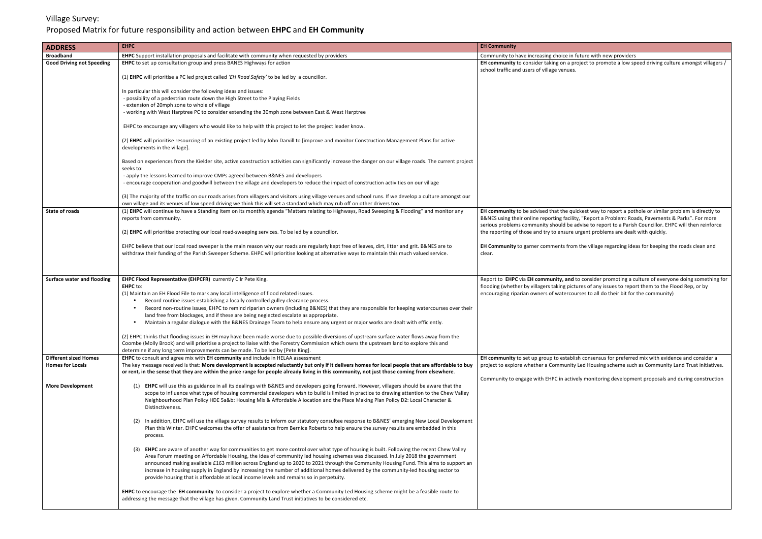Village Survey:

Proposed Matrix for future responsibility and action between **EHPC** and **EH Community**

| ADDRESS | EHPC | EH Community |
|---|---|---|
| **Broadband** | **EHPC** Support installation proposals and facilitate with community when requested by providers | Community to have increasing choice in future with new providers |
| **Good Driving not Speeding** | **EHPC** to set up consultation group and press BANES Highways for action<br><br>(1) **EHPC** will prioritise a PC led project called *'EH Road Safety'* to be led by a councillor.<br><br>In particular this will consider the following ideas and issues:<br>- possibility of a pedestrian route down the High Street to the Playing Fields<br>- extension of 20mph zone to whole of village<br>- working with West Harptree PC to consider extending the 30mph zone between East & West Harptree<br><br>EHPC to encourage any villagers who would like to help with this project to let the project leader know.<br><br>(2) **EHPC** will prioritise resourcing of an existing project led by John Darvill to [improve and monitor Construction Management Plans for active developments in the village].<br><br>Based on experiences from the Kielder site, active construction activities can significantly increase the danger on our village roads. The current project seeks to:<br>- apply the lessons learned to improve CMPs agreed between B&NES and developers<br>- encourage cooperation and goodwill between the village and developers to reduce the impact of construction activities on our village<br><br>(3) The majority of the traffic on our roads arises from villagers and visitors using village venues and school runs. If we develop a culture amongst our own village and its venues of low speed driving we think this will set a standard which may rub off on other drivers too. | **EH community** to consider taking on a project to promote a low speed driving culture amongst villagers / school traffic and users of village venues. |
| **State of roads** | (1) **EHPC** will continue to have a Standing Item on its monthly agenda "Matters relating to Highways, Road Sweeping & Flooding" and monitor any reports from community.<br><br>(2) **EHPC** will prioritise protecting our local road-sweeping services. To be led by a councillor.<br><br>EHPC believe that our local road sweeper is the main reason why our roads are regularly kept free of leaves, dirt, litter and grit. B&NES are to withdraw their funding of the Parish Sweeper Scheme. EHPC will prioritise looking at alternative ways to maintain this much valued service. | **EH community** to be advised that the quickest way to report a pothole or similar problem is directly to B&NES using their online reporting facility, "Report a Problem: Roads, Pavements & Parks". For more serious problems community should be advise to report to a Parish Councillor. EHPC will then reinforce the reporting of those and try to ensure urgent problems are dealt with quickly.<br><br>**EH Community** to garner comments from the village regarding ideas for keeping the roads clean and clear. |
| **Surface water and flooding** | **EHPC Flood Representative (EHPCFR)** currently Cllr Pete King.<br>**EHPC** to:<br>(1) Maintain an EH Flood File to mark any local intelligence of flood related issues.<br>• Record routine issues establishing a locally controlled gulley clearance process.<br>• Record non-routine issues, EHPC to remind riparian owners (including B&NES) that they are responsible for keeping watercourses over their land free from blockages, and if these are being neglected escalate as appropriate.<br>• Maintain a regular dialogue with the B&NES Drainage Team to help ensure any urgent or major works are dealt with efficiently.<br><br>(2) EHPC thinks that flooding issues in EH may have been made worse due to possible diversions of upstream surface water flows away from the Coombe (Molly Brook) and will prioritise a project to liaise with the Forestry Commission which owns the upstream land to explore this and determine if any long term improvements can be made. To be led by [Pete King]. | Report to **EHPC** via **EH community, and** to consider promoting a culture of everyone doing something for flooding (whether by villagers taking pictures of any issues to report them to the Flood Rep, or by encouraging riparian owners of watercourses to all do their bit for the community) |
| **Different sized Homes**<br>**Homes for Locals**<br><br>**More Development** | **EHPC** to consult and agree mix with **EH community** and include in HELAA assessment<br>The key message received is that: **More development is accepted reluctantly but only if it delivers homes for local people that are affordable to buy or rent, in the sense that they are within the price range for people already living in this community, not just those coming from elsewhere**.<br><br>(1) **EHPC** will use this as guidance in all its dealings with B&NES and developers going forward. However, villagers should be aware that the scope to influence what type of housing commercial developers wish to build is limited in practice to drawing attention to the Chew Valley Neighbourhood Plan Policy HDE 5a&b: Housing Mix & Affordable Allocation and the Place Making Plan Policy D2: Local Character & Distinctiveness.<br><br>(2) In addition, EHPC will use the village survey results to inform our statutory consultee response to B&NES' emerging New Local Development Plan this Winter. EHPC welcomes the offer of assistance from Bernice Roberts to help ensure the survey results are embedded in this process.<br><br>(3) **EHPC** are aware of another way for communities to get more control over what type of housing is built. Following the recent Chew Valley Area Forum meeting on Affordable Housing, the idea of community led housing schemes was discussed. In July 2018 the government announced making available £163 million across England up to 2020 to 2021 through the Community Housing Fund. This aims to support an increase in housing supply in England by increasing the number of additional homes delivered by the community-led housing sector to provide housing that is affordable at local income levels and remains so in perpetuity.<br><br>**EHPC** to encourage the **EH community** to consider a project to explore whether a Community Led Housing scheme might be a feasible route to addressing the message that the village has given. Community Land Trust initiatives to be considered etc. | **EH community** to set up group to establish consensus for preferred mix with evidence and consider a project to explore whether a Community Led Housing scheme such as Community Land Trust initiatives.<br><br>Community to engage with EHPC in actively monitoring development proposals and during construction |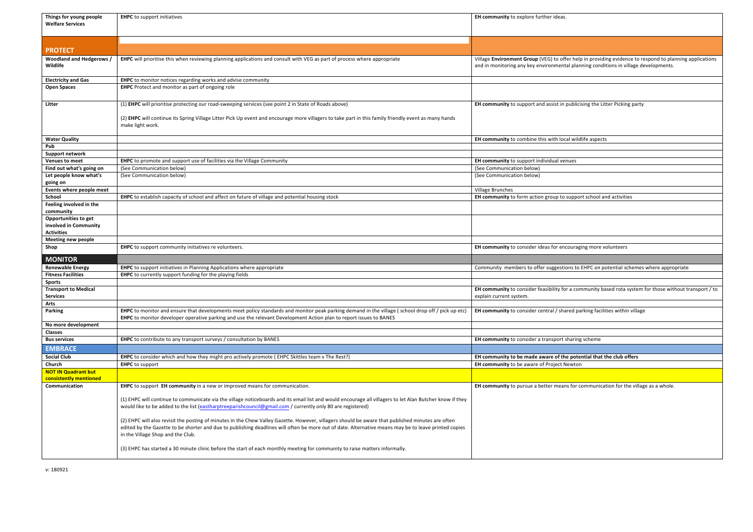| | | |
|---|---|---|
| **Things for young people** **Welfare Services** | **EHPC** to support initiatives | **EH community** to explore further ideas. |
| **PROTECT** | | |
| **Woodland and Hedgerows / Wildlife** | **EHPC** will prioritise this when reviewing planning applications and consult with VEG as part of process where appropriate | Village **Environment Group** (VEG) to offer help in providing evidence to respond to planning applications and in monitoring any key environmental planning conditions in village developments. |
| **Electricity and Gas** | **EHPC** to monitor notices regarding works and advise community | |
| **Open Spaces** | **EHPC** Protect and monitor as part of ongoing role | |
| **Litter** | (1) **EHPC** will prioritise protecting our road-sweeping services (see point 2 in State of Roads above)<br><br>(2) **EHPC** will continue its Spring Village Litter Pick Up event and encourage more villagers to take part in this family friendly event as many hands make light work. | **EH community** to support and assist in publicising the Litter Picking party |
| **Water Quality** | | **EH community** to combine this with local wildlife aspects |
| **Pub** | | |
| **Support network** | | |
| **Venues to meet** | **EHPC** to promote and support use of facilities via the Village Community | **EH community** to support individual venues |
| **Find out what's going on** | (See Communication below) | (See Communication below) |
| **Let people know what's going on** | (See Communication below) | (See Communication below) |
| **Events where people meet** | | Village Brunches |
| **School** | **EHPC** to establish capacity of school and affect on future of village and potential housing stock | **EH community** to form action group to support school and activities |
| **Feeling involved in the community** | | |
| **Opportunities to get involved in Community Activities** | | |
| **Meeting new people** | | |
| **Shop** | **EHPC** to support community initiatives re volunteers. | **EH community** to consider ideas for encouraging more volunteers |
| **MONITOR** | | |
| **Renewable Energy** | **EHPC** to support initiatives in Planning Applications where appropriate | Community members to offer suggestions to EHPC on potential schemes where appropriate |
| **Fitness Facilities** | **EHPC** to currently support funding for the playing fields | |
| **Sports** | | |
| **Transport to Medical Services** | | **EH community** to consider feasibility for a community based rota system for those without transport / to explain current system. |
| **Arts** | | |
| **Parking** | **EHPC** to monitor and ensure that developments meet policy standards and monitor peak parking demand in the village ( school drop off / pick up etc)<br>**EHPC** to monitor developer operative parking and use the relevant Development Action plan to report issues to BANES | **EH community** to consider central / shared parking facilities within village |
| **No more development** | | |
| **Classes** | | |
| **Bus services** | **EHPC** to contribute to any transport surveys / consultation by BANES | **EH community** to consider a transport sharing scheme |
| **EMBRACE** | | |
| **Social Club** | **EHPC** to consider which and how they might pro actively promote ( EHPC Skittles team v The Rest?) | **EH community to be made aware of the potential that the club offers** |
| **Church** | **EHPC** to support | **EH community** to be aware of Project Newton |
| **NOT IN Quadrant but consistently mentioned** | | |
| **Communication** | **EHPC** to support **EH community** in a new or improved means for communication.<br><br>(1) EHPC will continue to communicate via the village noticeboards and its email list and would encourage all villagers to let Alan Butcher know if they would like to be added to the list (eastharptreeparishcouncil@gmail.com / currently only 80 are registered)<br><br>(2) EHPC will also revisit the posting of minutes in the Chew Valley Gazette. However, villagers should be aware that published minutes are often edited by the Gazette to be shorter and due to publishing deadlines will often be more out of date. Alternative means may be to leave printed copies in the Village Shop and the Club.<br><br>(3) EHPC has started a 30 minute clinic before the start of each monthly meeting for community to raise matters informally. | **EH community** to pursue a better means for communication for the village as a whole. |

v: 180921